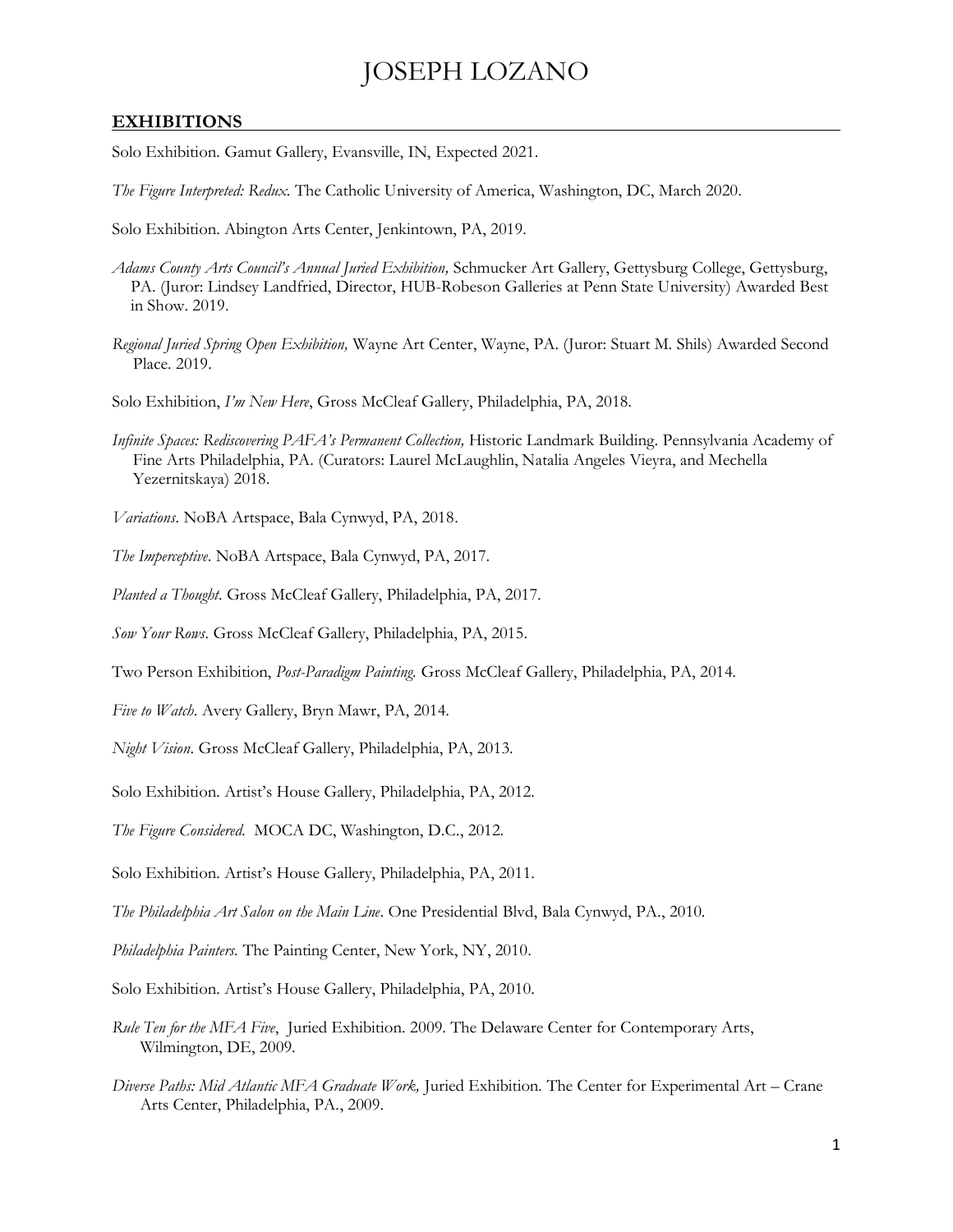# JOSEPH LOZANO

## EXHIBITIONS

Solo Exhibition. Gamut Gallery, Evansville, IN, Expected 2021.

*The Figure Interpreted: Redux.* The Catholic University of America, Washington, DC, March 2020.

Solo Exhibition. Abington Arts Center, Jenkintown, PA, 2019.

*Adams County Arts Council's Annual Juried Exhibition,* Schmucker Art Gallery, Gettysburg College, Gettysburg, PA. (Juror: Lindsey Landfried, Director, HUB-Robeson Galleries at Penn State University) Awarded Best in Show. 2019.

*Regional Juried Spring Open Exhibition,* Wayne Art Center, Wayne, PA. (Juror: Stuart M. Shils) Awarded Second Place. 2019.

Solo Exhibition, *I'm New Here*, Gross McCleaf Gallery, Philadelphia, PA, 2018.

*Infinite Spaces: Rediscovering PAFA's Permanent Collection,* Historic Landmark Building. Pennsylvania Academy of Fine Arts Philadelphia, PA. (Curators: Laurel McLaughlin, Natalia Angeles Vieyra, and Mechella Yezernitskaya) 2018.

*Variations*. NoBA Artspace, Bala Cynwyd, PA, 2018.

*The Imperceptive*. NoBA Artspace, Bala Cynwyd, PA, 2017.

*Planted a Thought*. Gross McCleaf Gallery, Philadelphia, PA, 2017.

*Sow Your Rows.* Gross McCleaf Gallery, Philadelphia, PA, 2015.

Two Person Exhibition, *Post-Paradigm Painting.* Gross McCleaf Gallery, Philadelphia, PA, 2014.

*Five to Watch.* Avery Gallery, Bryn Mawr, PA, 2014.

*Night Vision*. Gross McCleaf Gallery, Philadelphia, PA, 2013.

Solo Exhibition. Artist's House Gallery, Philadelphia, PA, 2012.

*The Figure Considered.* MOCA DC, Washington, D.C., 2012.

Solo Exhibition. Artist's House Gallery, Philadelphia, PA, 2011.

*The Philadelphia Art Salon on the Main Line*. One Presidential Blvd, Bala Cynwyd, PA., 2010.

*Philadelphia Painters.* The Painting Center, New York, NY, 2010.

Solo Exhibition. Artist's House Gallery, Philadelphia, PA, 2010.

*Rule Ten for the MFA Five*, Juried Exhibition. 2009. The Delaware Center for Contemporary Arts, Wilmington, DE, 2009.

*Diverse Paths: Mid Atlantic MFA Graduate Work,* Juried Exhibition. The Center for Experimental Art – Crane Arts Center, Philadelphia, PA., 2009.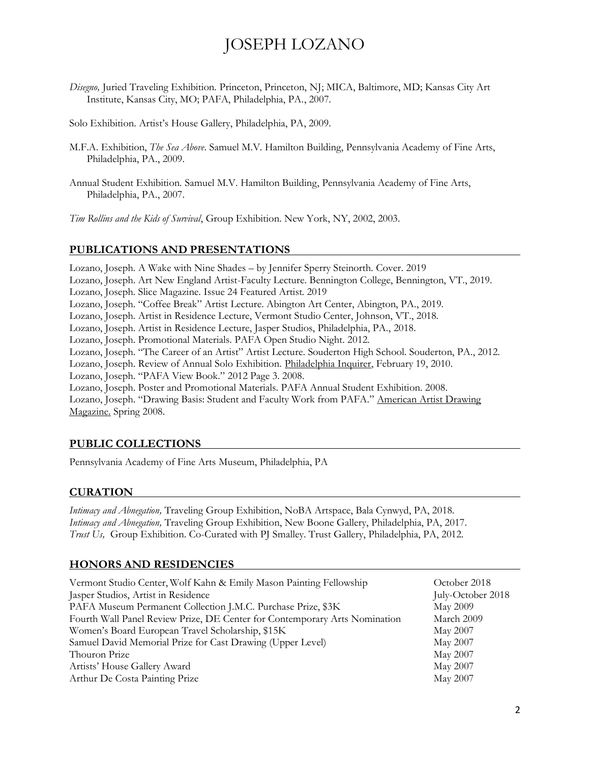*Disegno,* Juried Traveling Exhibition. Princeton, Princeton, NJ; MICA, Baltimore, MD; Kansas City Art Institute, Kansas City, MO; PAFA, Philadelphia, PA., 2007.

Solo Exhibition. Artist's House Gallery, Philadelphia, PA, 2009.

M.F.A. Exhibition, *The Sea Above*. Samuel M.V. Hamilton Building, Pennsylvania Academy of Fine Arts, Philadelphia, PA., 2009.

Annual Student Exhibition. Samuel M.V. Hamilton Building, Pennsylvania Academy of Fine Arts, Philadelphia, PA., 2007.

*Tim Rollins and the Kids of Survival*, Group Exhibition. New York, NY, 2002, 2003.

## PUBLICATIONS AND PRESENTATIONS

Lozano, Joseph. A Wake with Nine Shades – by Jennifer Sperry Steinorth. Cover. 2019
Lozano, Joseph. Art New England Artist-Faculty Lecture. Bennington College, Bennington, VT., 2019.
Lozano, Joseph. Slice Magazine. Issue 24 Featured Artist. 2019
Lozano, Joseph. "Coffee Break" Artist Lecture. Abington Art Center, Abington, PA., 2019.
Lozano, Joseph. Artist in Residence Lecture, Vermont Studio Center, Johnson, VT., 2018.
Lozano, Joseph. Artist in Residence Lecture, Jasper Studios, Philadelphia, PA., 2018.
Lozano, Joseph. Promotional Materials. PAFA Open Studio Night. 2012.
Lozano, Joseph. "The Career of an Artist" Artist Lecture. Souderton High School. Souderton, PA., 2012.
Lozano, Joseph. Review of Annual Solo Exhibition. Philadelphia Inquirer, February 19, 2010.
Lozano, Joseph. "PAFA View Book." 2012 Page 3. 2008.
Lozano, Joseph. Poster and Promotional Materials. PAFA Annual Student Exhibition. 2008.
Lozano, Joseph. "Drawing Basis: Student and Faculty Work from PAFA." American Artist Drawing Magazine. Spring 2008.

## PUBLIC COLLECTIONS

Pennsylvania Academy of Fine Arts Museum, Philadelphia, PA

## CURATION

*Intimacy and Abnegation,* Traveling Group Exhibition, NoBA Artspace, Bala Cynwyd, PA, 2018.
*Intimacy and Abnegation,* Traveling Group Exhibition, New Boone Gallery, Philadelphia, PA, 2017.
*Trust Us,* Group Exhibition. Co-Curated with PJ Smalley. Trust Gallery, Philadelphia, PA, 2012.

## HONORS AND RESIDENCIES

| | |
|---|---|
| Vermont Studio Center, Wolf Kahn & Emily Mason Painting Fellowship | October 2018 |
| Jasper Studios, Artist in Residence | July-October 2018 |
| PAFA Museum Permanent Collection J.M.C. Purchase Prize, $3K | May 2009 |
| Fourth Wall Panel Review Prize, DE Center for Contemporary Arts Nomination | March 2009 |
| Women's Board European Travel Scholarship, $15K | May 2007 |
| Samuel David Memorial Prize for Cast Drawing (Upper Level) | May 2007 |
| Thouron Prize | May 2007 |
| Artists' House Gallery Award | May 2007 |
| Arthur De Costa Painting Prize | May 2007 |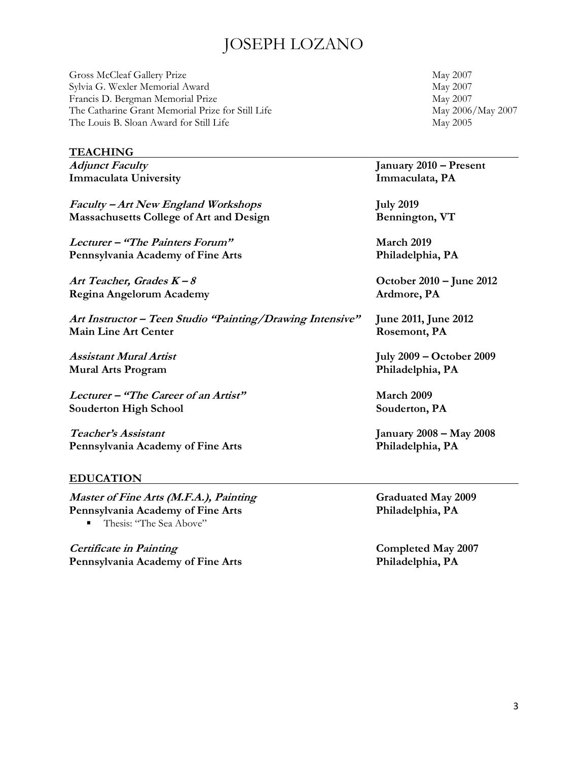# JOSEPH LOZANO

Gross McCleaf Gallery Prize — May 2007
Sylvia G. Wexler Memorial Award — May 2007
Francis D. Bergman Memorial Prize — May 2007
The Catharine Grant Memorial Prize for Still Life — May 2006/May 2007
The Louis B. Sloan Award for Still Life — May 2005

## TEACHING

***Adjunct Faculty*** — **January 2010 – Present**
**Immaculata University** — **Immaculata, PA**

***Faculty – Art New England Workshops*** — **July 2019**
**Massachusetts College of Art and Design** — **Bennington, VT**

***Lecturer – "The Painters Forum"*** — **March 2019**
**Pennsylvania Academy of Fine Arts** — **Philadelphia, PA**

***Art Teacher, Grades K – 8*** — **October 2010 – June 2012**
**Regina Angelorum Academy** — **Ardmore, PA**

***Art Instructor – Teen Studio "Painting/Drawing Intensive"*** — **June 2011, June 2012**
**Main Line Art Center** — **Rosemont, PA**

***Assistant Mural Artist*** — **July 2009 – October 2009**
**Mural Arts Program** — **Philadelphia, PA**

***Lecturer – "The Career of an Artist"*** — **March 2009**
**Souderton High School** — **Souderton, PA**

***Teacher's Assistant*** — **January 2008 – May 2008**
**Pennsylvania Academy of Fine Arts** — **Philadelphia, PA**

## EDUCATION

***Master of Fine Arts (M.F.A.), Painting*** — **Graduated May 2009**
**Pennsylvania Academy of Fine Arts** — **Philadelphia, PA**

- Thesis: "The Sea Above"

***Certificate in Painting*** — **Completed May 2007**
**Pennsylvania Academy of Fine Arts** — **Philadelphia, PA**